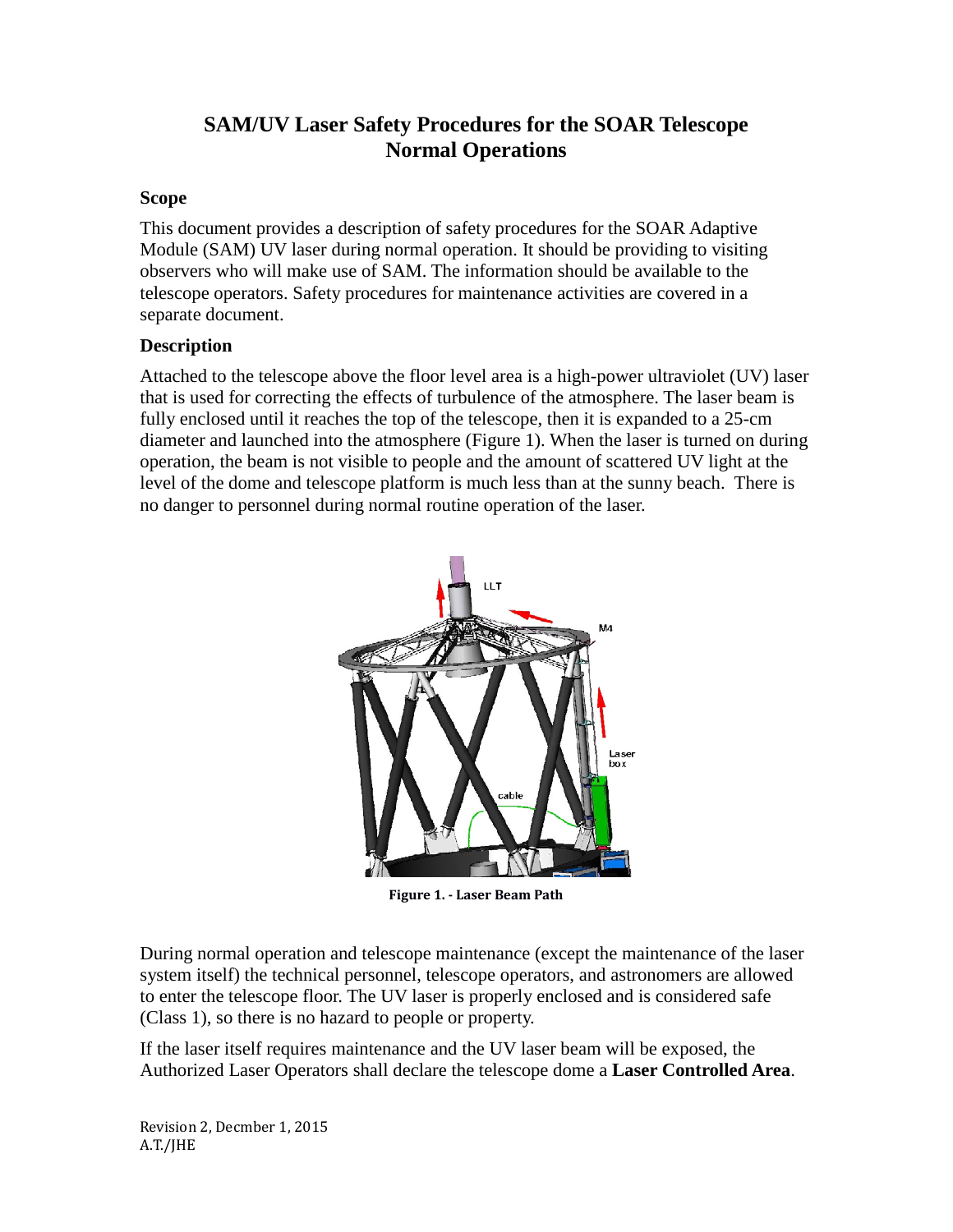# SAM/UV Laser Safety Procedures for the SOAR Telescope Normal Operations

## Scope

This document provides a description of safety procedures for the SOAR Adaptive Module (SAM) UV laser during normal operation. It should be providing to visiting observers who will make use of SAM. The information should be available to the telescope operators. Safety procedures for maintenance activities are covered in a separate document.

## Description

Attached to the telescope above the floor level area is a high-power ultraviolet (UV) laser that is used for correcting the effects of turbulence of the atmosphere. The laser beam is fully enclosed until it reaches the top of the telescope, then it is expanded to a 25-cm diameter and launched into the atmosphere (Figure 1). When the laser is turned on during operation, the beam is not visible to people and the amount of scattered UV light at the level of the dome and telescope platform is much less than at the sunny beach. There is no danger to personnel during normal routine operation of the laser.

**Figure 1. - Laser Beam Path**

During normal operation and telescope maintenance (except the maintenance of the laser system itself) the technical personnel, telescope operators, and astronomers are allowed to enter the telescope floor. The UV laser is properly enclosed and is considered safe (Class 1), so there is no hazard to people or property.

If the laser itself requires maintenance and the UV laser beam will be exposed, the Authorized Laser Operators shall declare the telescope dome a **Laser Controlled Area**.

Revision 2, Decmber 1, 2015
A.T./JHE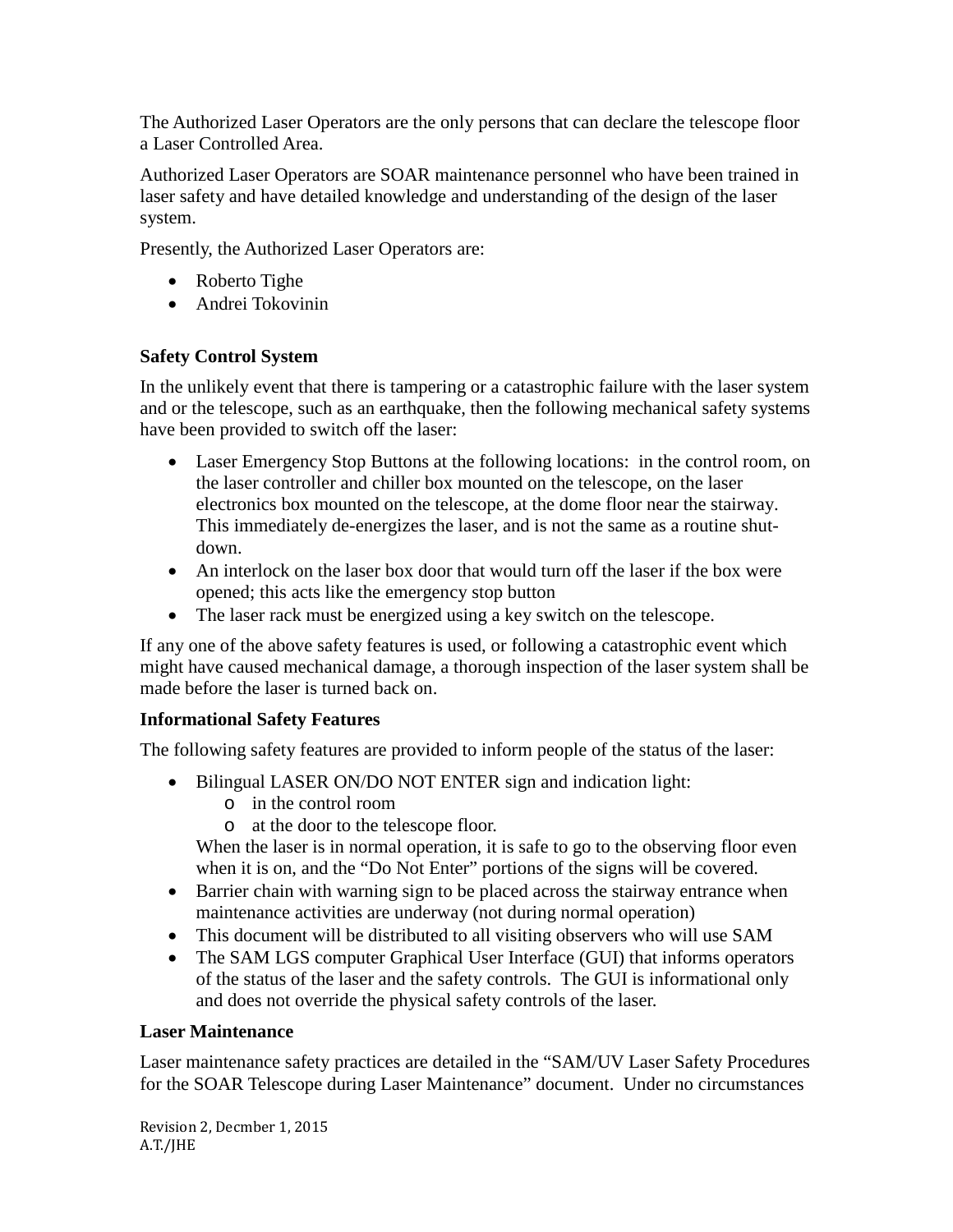The Authorized Laser Operators are the only persons that can declare the telescope floor a Laser Controlled Area.

Authorized Laser Operators are SOAR maintenance personnel who have been trained in laser safety and have detailed knowledge and understanding of the design of the laser system.

Presently, the Authorized Laser Operators are:

- Roberto Tighe
- Andrei Tokovinin

**Safety Control System**

In the unlikely event that there is tampering or a catastrophic failure with the laser system and or the telescope, such as an earthquake, then the following mechanical safety systems have been provided to switch off the laser:

- Laser Emergency Stop Buttons at the following locations: in the control room, on the laser controller and chiller box mounted on the telescope, on the laser electronics box mounted on the telescope, at the dome floor near the stairway. This immediately de-energizes the laser, and is not the same as a routine shut-down.
- An interlock on the laser box door that would turn off the laser if the box were opened; this acts like the emergency stop button
- The laser rack must be energized using a key switch on the telescope.

If any one of the above safety features is used, or following a catastrophic event which might have caused mechanical damage, a thorough inspection of the laser system shall be made before the laser is turned back on.

**Informational Safety Features**

The following safety features are provided to inform people of the status of the laser:

- Bilingual LASER ON/DO NOT ENTER sign and indication light:
  - in the control room
  - at the door to the telescope floor.

  When the laser is in normal operation, it is safe to go to the observing floor even when it is on, and the "Do Not Enter" portions of the signs will be covered.
- Barrier chain with warning sign to be placed across the stairway entrance when maintenance activities are underway (not during normal operation)
- This document will be distributed to all visiting observers who will use SAM
- The SAM LGS computer Graphical User Interface (GUI) that informs operators of the status of the laser and the safety controls. The GUI is informational only and does not override the physical safety controls of the laser.

**Laser Maintenance**

Laser maintenance safety practices are detailed in the "SAM/UV Laser Safety Procedures for the SOAR Telescope during Laser Maintenance" document. Under no circumstances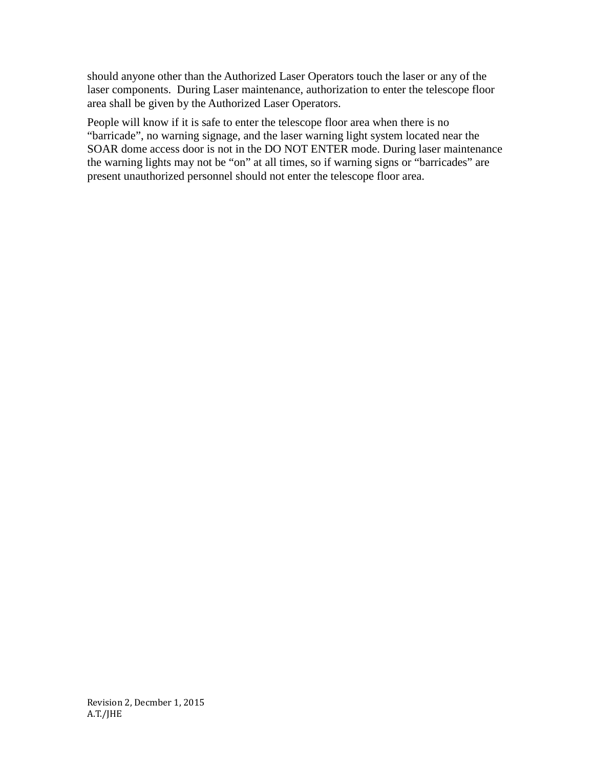should anyone other than the Authorized Laser Operators touch the laser or any of the laser components.  During Laser maintenance, authorization to enter the telescope floor area shall be given by the Authorized Laser Operators.

People will know if it is safe to enter the telescope floor area when there is no “barricade”, no warning signage, and the laser warning light system located near the SOAR dome access door is not in the DO NOT ENTER mode. During laser maintenance the warning lights may not be “on” at all times, so if warning signs or “barricades” are present unauthorized personnel should not enter the telescope floor area.